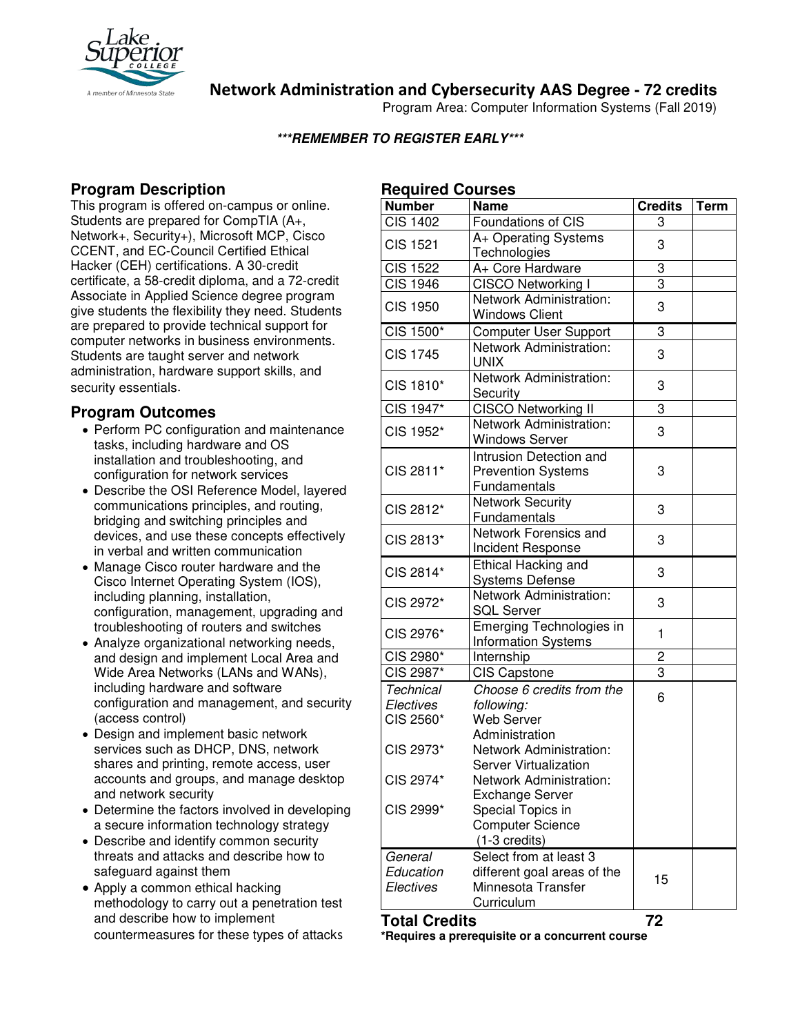# Network Administration and Cybersecurity AAS Degree - 72 credits

Program Area: Computer Information Systems (Fall 2019)

***REMEMBER TO REGISTER EARLY***

## Program Description

This program is offered on-campus or online. Students are prepared for CompTIA (A+, Network+, Security+), Microsoft MCP, Cisco CCENT, and EC-Council Certified Ethical Hacker (CEH) certifications. A 30-credit certificate, a 58-credit diploma, and a 72-credit Associate in Applied Science degree program give students the flexibility they need. Students are prepared to provide technical support for computer networks in business environments. Students are taught server and network administration, hardware support skills, and security essentials.

## Program Outcomes

- Perform PC configuration and maintenance tasks, including hardware and OS installation and troubleshooting, and configuration for network services
- Describe the OSI Reference Model, layered communications principles, and routing, bridging and switching principles and devices, and use these concepts effectively in verbal and written communication
- Manage Cisco router hardware and the Cisco Internet Operating System (IOS), including planning, installation, configuration, management, upgrading and troubleshooting of routers and switches
- Analyze organizational networking needs, and design and implement Local Area and Wide Area Networks (LANs and WANs), including hardware and software configuration and management, and security (access control)
- Design and implement basic network services such as DHCP, DNS, network shares and printing, remote access, user accounts and groups, and manage desktop and network security
- Determine the factors involved in developing a secure information technology strategy
- Describe and identify common security threats and attacks and describe how to safeguard against them
- Apply a common ethical hacking methodology to carry out a penetration test and describe how to implement countermeasures for these types of attacks

## Required Courses

| Number | Name | Credits | Term |
|---|---|---|---|
| CIS 1402 | Foundations of CIS | 3 | |
| CIS 1521 | A+ Operating Systems Technologies | 3 | |
| CIS 1522 | A+ Core Hardware | 3 | |
| CIS 1946 | CISCO Networking I | 3 | |
| CIS 1950 | Network Administration: Windows Client | 3 | |
| CIS 1500* | Computer User Support | 3 | |
| CIS 1745 | Network Administration: UNIX | 3 | |
| CIS 1810* | Network Administration: Security | 3 | |
| CIS 1947* | CISCO Networking II | 3 | |
| CIS 1952* | Network Administration: Windows Server | 3 | |
| CIS 2811* | Intrusion Detection and Prevention Systems Fundamentals | 3 | |
| CIS 2812* | Network Security Fundamentals | 3 | |
| CIS 2813* | Network Forensics and Incident Response | 3 | |
| CIS 2814* | Ethical Hacking and Systems Defense | 3 | |
| CIS 2972* | Network Administration: SQL Server | 3 | |
| CIS 2976* | Emerging Technologies in Information Systems | 1 | |
| CIS 2980* | Internship | 2 | |
| CIS 2987* | CIS Capstone | 3 | |
| *Technical Electives* | *Choose 6 credits from the following:* | 6 | |
| CIS 2560* | Web Server Administration | | |
| CIS 2973* | Network Administration: Server Virtualization | | |
| CIS 2974* | Network Administration: Exchange Server | | |
| CIS 2999* | Special Topics in Computer Science (1-3 credits) | | |
| *General Education Electives* | Select from at least 3 different goal areas of the Minnesota Transfer Curriculum | 15 | |
| **Total Credits** | | **72** | |

***Requires a prerequisite or a concurrent course**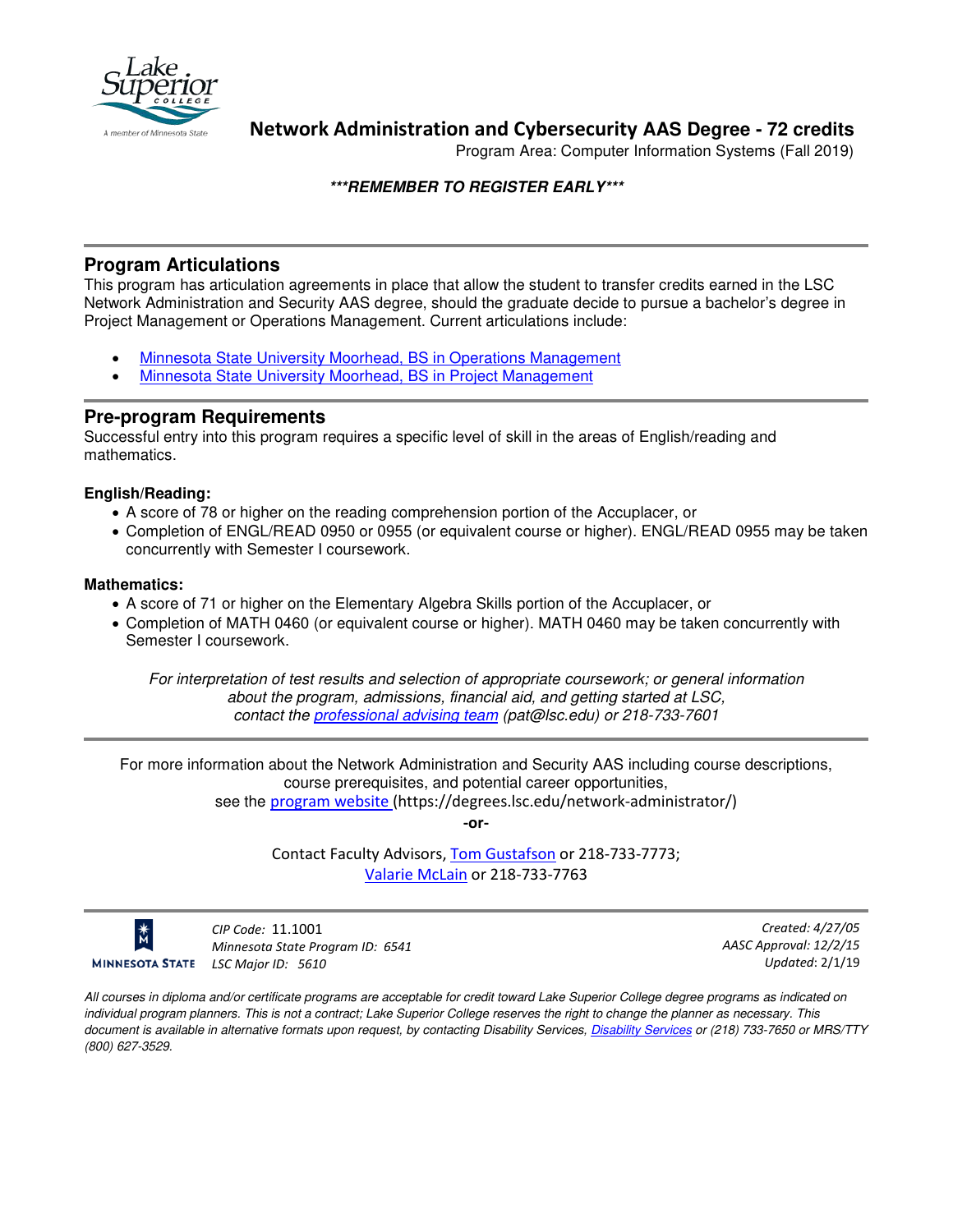# Network Administration and Cybersecurity AAS Degree - 72 credits

Program Area: Computer Information Systems (Fall 2019)

***REMEMBER TO REGISTER EARLY***

## Program Articulations

This program has articulation agreements in place that allow the student to transfer credits earned in the LSC Network Administration and Security AAS degree, should the graduate decide to pursue a bachelor's degree in Project Management or Operations Management. Current articulations include:

- Minnesota State University Moorhead, BS in Operations Management
- Minnesota State University Moorhead, BS in Project Management

## Pre-program Requirements

Successful entry into this program requires a specific level of skill in the areas of English/reading and mathematics.

**English/Reading:**

- A score of 78 or higher on the reading comprehension portion of the Accuplacer, or
- Completion of ENGL/READ 0950 or 0955 (or equivalent course or higher). ENGL/READ 0955 may be taken concurrently with Semester I coursework.

**Mathematics:**

- A score of 71 or higher on the Elementary Algebra Skills portion of the Accuplacer, or
- Completion of MATH 0460 (or equivalent course or higher). MATH 0460 may be taken concurrently with Semester I coursework.

*For interpretation of test results and selection of appropriate coursework; or general information about the program, admissions, financial aid, and getting started at LSC, contact the professional advising team (pat@lsc.edu) or 218-733-7601*

For more information about the Network Administration and Security AAS including course descriptions, course prerequisites, and potential career opportunities, see the program website (https://degrees.lsc.edu/network-administrator/)

**-or-**

Contact Faculty Advisors, Tom Gustafson or 218-733-7773; Valarie McLain or 218-733-7763

MINNESOTA STATE

*CIP Code:* 11.1001
*Minnesota State Program ID: 6541*
*LSC Major ID: 5610*

*Created: 4/27/05*
*AASC Approval: 12/2/15*
*Updated:* 2/1/19

*All courses in diploma and/or certificate programs are acceptable for credit toward Lake Superior College degree programs as indicated on individual program planners. This is not a contract; Lake Superior College reserves the right to change the planner as necessary. This document is available in alternative formats upon request, by contacting Disability Services, Disability Services or (218) 733-7650 or MRS/TTY (800) 627-3529.*